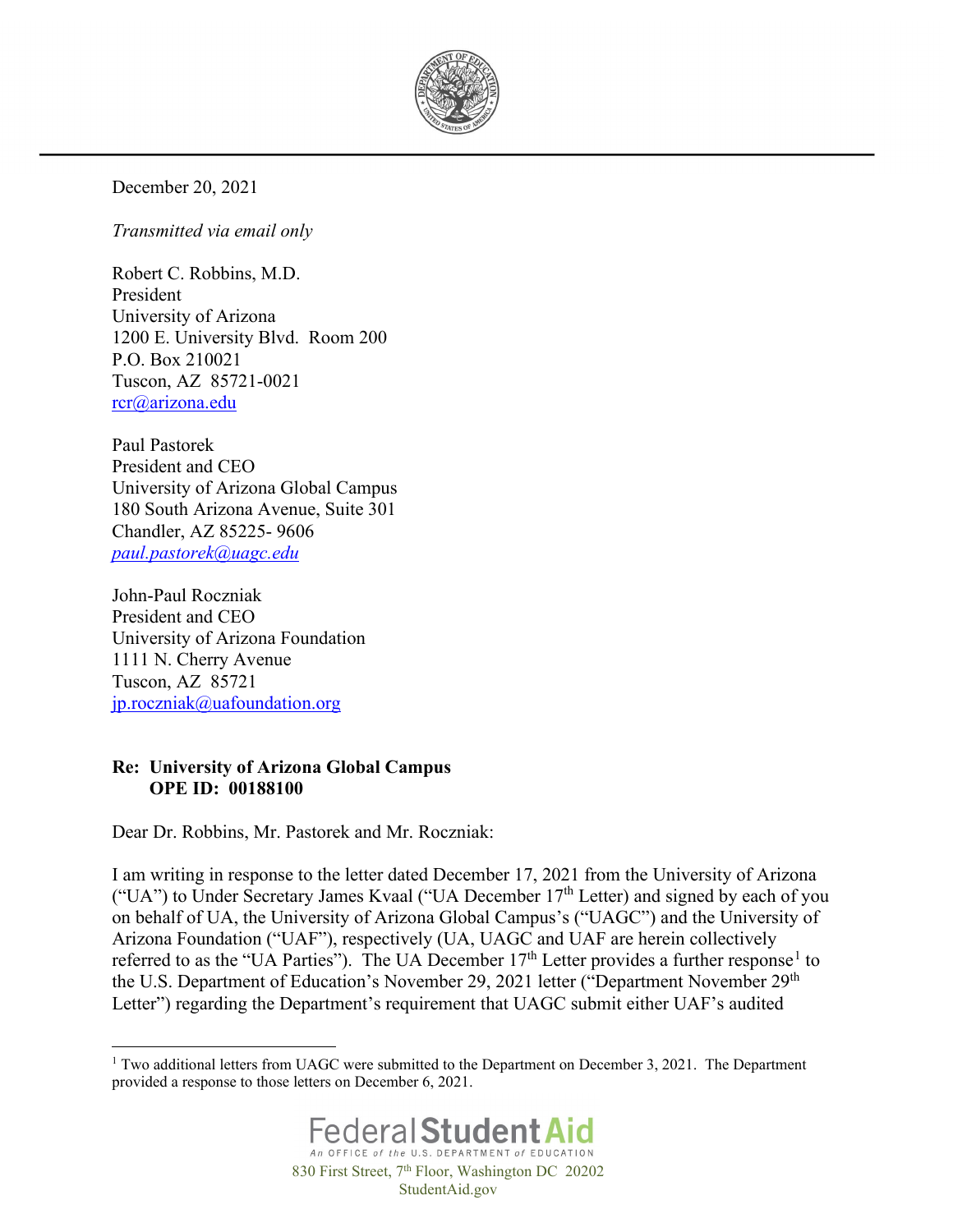December 20, 2021

*Transmitted via email only*

Robert C. Robbins, M.D.
President
University of Arizona
1200 E. University Blvd. Room 200
P.O. Box 210021
Tuscon, AZ 85721-0021
rcr@arizona.edu

Paul Pastorek
President and CEO
University of Arizona Global Campus
180 South Arizona Avenue, Suite 301
Chandler, AZ 85225- 9606
*paul.pastorek@uagc.edu*

John-Paul Roczniak
President and CEO
University of Arizona Foundation
1111 N. Cherry Avenue
Tuscon, AZ 85721
jp.roczniak@uafoundation.org

**Re: University of Arizona Global Campus**
**OPE ID: 00188100**

Dear Dr. Robbins, Mr. Pastorek and Mr. Roczniak:

I am writing in response to the letter dated December 17, 2021 from the University of Arizona ("UA") to Under Secretary James Kvaal ("UA December 17th Letter) and signed by each of you on behalf of UA, the University of Arizona Global Campus's ("UAGC") and the University of Arizona Foundation ("UAF"), respectively (UA, UAGC and UAF are herein collectively referred to as the "UA Parties"). The UA December 17th Letter provides a further response[1] to the U.S. Department of Education's November 29, 2021 letter ("Department November 29th Letter") regarding the Department's requirement that UAGC submit either UAF's audited

[1] Two additional letters from UAGC were submitted to the Department on December 3, 2021. The Department provided a response to those letters on December 6, 2021.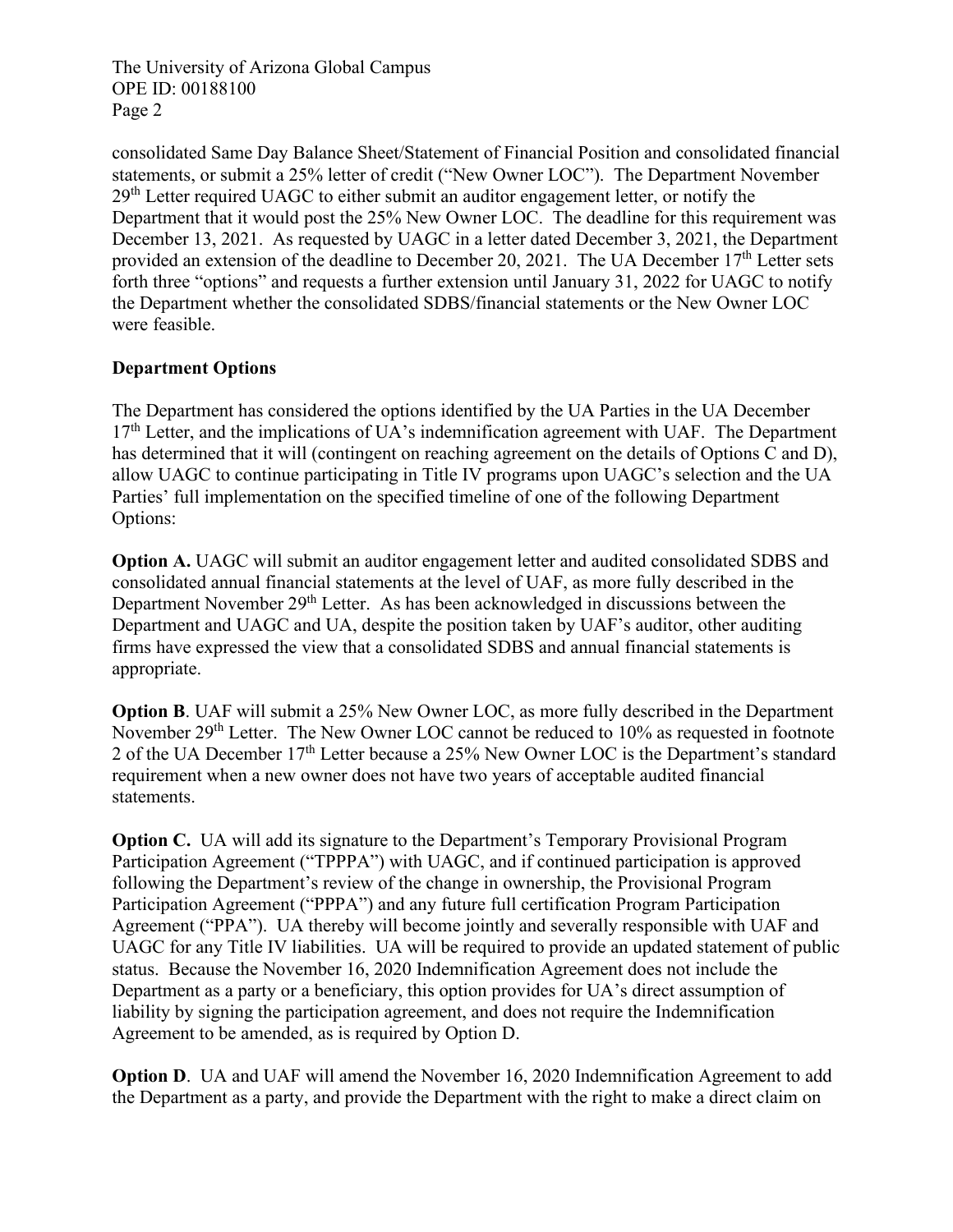consolidated Same Day Balance Sheet/Statement of Financial Position and consolidated financial statements, or submit a 25% letter of credit ("New Owner LOC"). The Department November 29th Letter required UAGC to either submit an auditor engagement letter, or notify the Department that it would post the 25% New Owner LOC. The deadline for this requirement was December 13, 2021. As requested by UAGC in a letter dated December 3, 2021, the Department provided an extension of the deadline to December 20, 2021. The UA December 17th Letter sets forth three "options" and requests a further extension until January 31, 2022 for UAGC to notify the Department whether the consolidated SDBS/financial statements or the New Owner LOC were feasible.

**Department Options**

The Department has considered the options identified by the UA Parties in the UA December 17th Letter, and the implications of UA's indemnification agreement with UAF. The Department has determined that it will (contingent on reaching agreement on the details of Options C and D), allow UAGC to continue participating in Title IV programs upon UAGC's selection and the UA Parties' full implementation on the specified timeline of one of the following Department Options:

**Option A.** UAGC will submit an auditor engagement letter and audited consolidated SDBS and consolidated annual financial statements at the level of UAF, as more fully described in the Department November 29th Letter. As has been acknowledged in discussions between the Department and UAGC and UA, despite the position taken by UAF's auditor, other auditing firms have expressed the view that a consolidated SDBS and annual financial statements is appropriate.

**Option B**. UAF will submit a 25% New Owner LOC, as more fully described in the Department November 29th Letter. The New Owner LOC cannot be reduced to 10% as requested in footnote 2 of the UA December 17th Letter because a 25% New Owner LOC is the Department's standard requirement when a new owner does not have two years of acceptable audited financial statements.

**Option C.** UA will add its signature to the Department's Temporary Provisional Program Participation Agreement ("TPPPA") with UAGC, and if continued participation is approved following the Department's review of the change in ownership, the Provisional Program Participation Agreement ("PPPA") and any future full certification Program Participation Agreement ("PPA"). UA thereby will become jointly and severally responsible with UAF and UAGC for any Title IV liabilities. UA will be required to provide an updated statement of public status. Because the November 16, 2020 Indemnification Agreement does not include the Department as a party or a beneficiary, this option provides for UA's direct assumption of liability by signing the participation agreement, and does not require the Indemnification Agreement to be amended, as is required by Option D.

**Option D**. UA and UAF will amend the November 16, 2020 Indemnification Agreement to add the Department as a party, and provide the Department with the right to make a direct claim on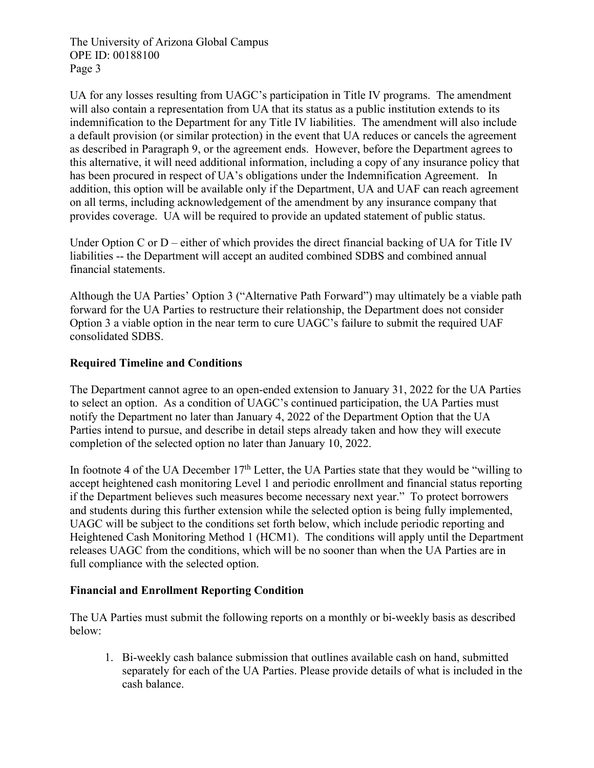UA for any losses resulting from UAGC's participation in Title IV programs. The amendment will also contain a representation from UA that its status as a public institution extends to its indemnification to the Department for any Title IV liabilities. The amendment will also include a default provision (or similar protection) in the event that UA reduces or cancels the agreement as described in Paragraph 9, or the agreement ends. However, before the Department agrees to this alternative, it will need additional information, including a copy of any insurance policy that has been procured in respect of UA's obligations under the Indemnification Agreement. In addition, this option will be available only if the Department, UA and UAF can reach agreement on all terms, including acknowledgement of the amendment by any insurance company that provides coverage. UA will be required to provide an updated statement of public status.

Under Option C or D – either of which provides the direct financial backing of UA for Title IV liabilities -- the Department will accept an audited combined SDBS and combined annual financial statements.

Although the UA Parties' Option 3 ("Alternative Path Forward") may ultimately be a viable path forward for the UA Parties to restructure their relationship, the Department does not consider Option 3 a viable option in the near term to cure UAGC's failure to submit the required UAF consolidated SDBS.

**Required Timeline and Conditions**

The Department cannot agree to an open-ended extension to January 31, 2022 for the UA Parties to select an option. As a condition of UAGC's continued participation, the UA Parties must notify the Department no later than January 4, 2022 of the Department Option that the UA Parties intend to pursue, and describe in detail steps already taken and how they will execute completion of the selected option no later than January 10, 2022.

In footnote 4 of the UA December 17th Letter, the UA Parties state that they would be "willing to accept heightened cash monitoring Level 1 and periodic enrollment and financial status reporting if the Department believes such measures become necessary next year." To protect borrowers and students during this further extension while the selected option is being fully implemented, UAGC will be subject to the conditions set forth below, which include periodic reporting and Heightened Cash Monitoring Method 1 (HCM1). The conditions will apply until the Department releases UAGC from the conditions, which will be no sooner than when the UA Parties are in full compliance with the selected option.

**Financial and Enrollment Reporting Condition**

The UA Parties must submit the following reports on a monthly or bi-weekly basis as described below:

1. Bi-weekly cash balance submission that outlines available cash on hand, submitted separately for each of the UA Parties. Please provide details of what is included in the cash balance.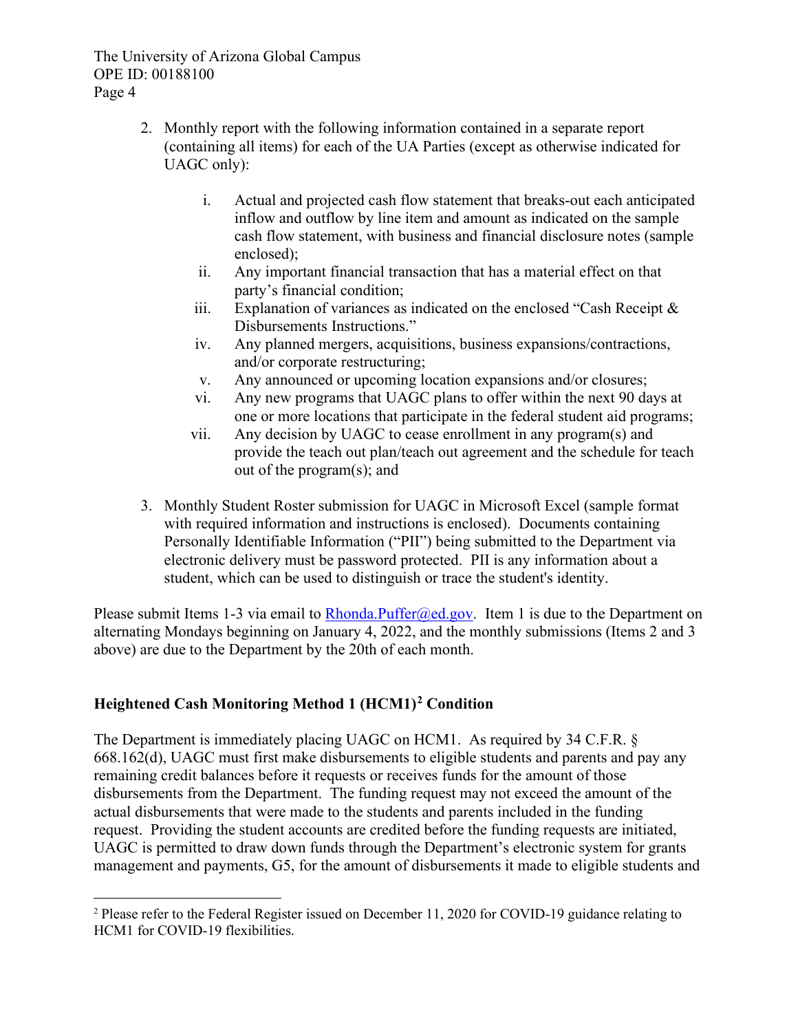2. Monthly report with the following information contained in a separate report (containing all items) for each of the UA Parties (except as otherwise indicated for UAGC only):

   i. Actual and projected cash flow statement that breaks-out each anticipated inflow and outflow by line item and amount as indicated on the sample cash flow statement, with business and financial disclosure notes (sample enclosed);
   ii. Any important financial transaction that has a material effect on that party's financial condition;
   iii. Explanation of variances as indicated on the enclosed "Cash Receipt & Disbursements Instructions."
   iv. Any planned mergers, acquisitions, business expansions/contractions, and/or corporate restructuring;
   v. Any announced or upcoming location expansions and/or closures;
   vi. Any new programs that UAGC plans to offer within the next 90 days at one or more locations that participate in the federal student aid programs;
   vii. Any decision by UAGC to cease enrollment in any program(s) and provide the teach out plan/teach out agreement and the schedule for teach out of the program(s); and

3. Monthly Student Roster submission for UAGC in Microsoft Excel (sample format with required information and instructions is enclosed). Documents containing Personally Identifiable Information ("PII") being submitted to the Department via electronic delivery must be password protected. PII is any information about a student, which can be used to distinguish or trace the student's identity.

Please submit Items 1-3 via email to Rhonda.Puffer@ed.gov. Item 1 is due to the Department on alternating Mondays beginning on January 4, 2022, and the monthly submissions (Items 2 and 3 above) are due to the Department by the 20th of each month.

**Heightened Cash Monitoring Method 1 (HCM1)[2] Condition**

The Department is immediately placing UAGC on HCM1. As required by 34 C.F.R. § 668.162(d), UAGC must first make disbursements to eligible students and parents and pay any remaining credit balances before it requests or receives funds for the amount of those disbursements from the Department. The funding request may not exceed the amount of the actual disbursements that were made to the students and parents included in the funding request. Providing the student accounts are credited before the funding requests are initiated, UAGC is permitted to draw down funds through the Department's electronic system for grants management and payments, G5, for the amount of disbursements it made to eligible students and

[2] Please refer to the Federal Register issued on December 11, 2020 for COVID-19 guidance relating to HCM1 for COVID-19 flexibilities.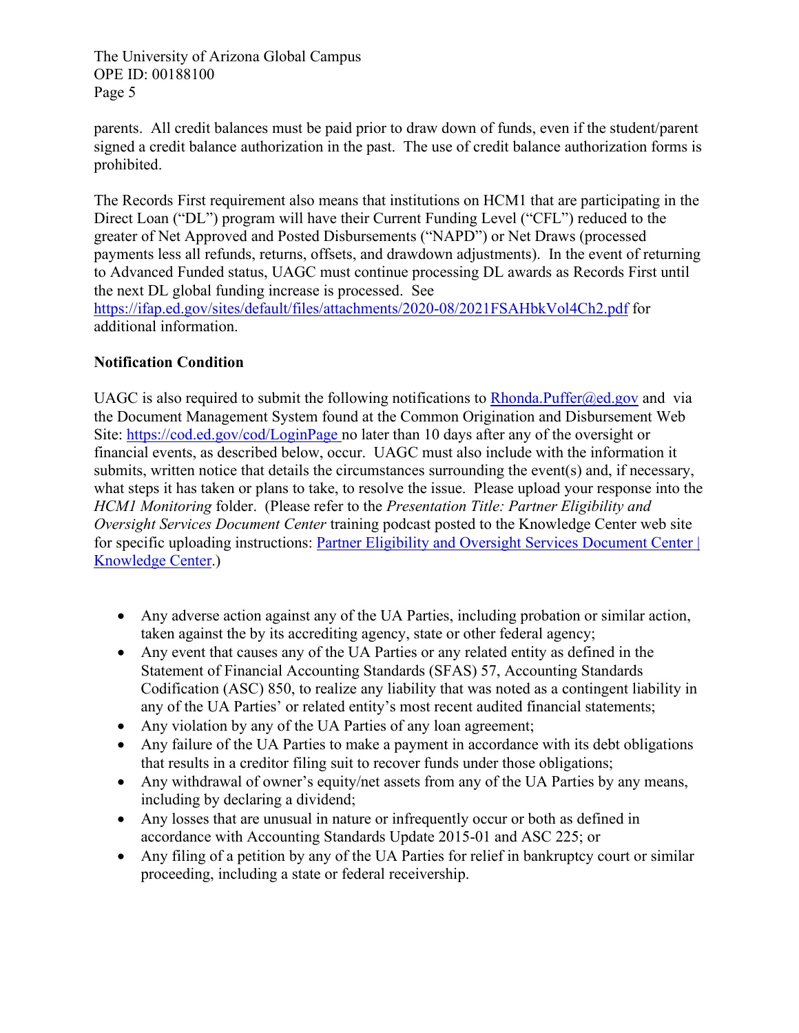parents. All credit balances must be paid prior to draw down of funds, even if the student/parent signed a credit balance authorization in the past. The use of credit balance authorization forms is prohibited.

The Records First requirement also means that institutions on HCM1 that are participating in the Direct Loan ("DL") program will have their Current Funding Level ("CFL") reduced to the greater of Net Approved and Posted Disbursements ("NAPD") or Net Draws (processed payments less all refunds, returns, offsets, and drawdown adjustments). In the event of returning to Advanced Funded status, UAGC must continue processing DL awards as Records First until the next DL global funding increase is processed. See [https://ifap.ed.gov/sites/default/files/attachments/2020-08/2021FSAHbkVol4Ch2.pdf](https://ifap.ed.gov/sites/default/files/attachments/2020-08/2021FSAHbkVol4Ch2.pdf) for additional information.

**Notification Condition**

UAGC is also required to submit the following notifications to [Rhonda.Puffer@ed.gov](mailto:Rhonda.Puffer@ed.gov) and via the Document Management System found at the Common Origination and Disbursement Web Site: [https://cod.ed.gov/cod/LoginPage](https://cod.ed.gov/cod/LoginPage) no later than 10 days after any of the oversight or financial events, as described below, occur. UAGC must also include with the information it submits, written notice that details the circumstances surrounding the event(s) and, if necessary, what steps it has taken or plans to take, to resolve the issue. Please upload your response into the *HCM1 Monitoring* folder. (Please refer to the *Presentation Title: Partner Eligibility and Oversight Services Document Center* training podcast posted to the Knowledge Center web site for specific uploading instructions: [Partner Eligibility and Oversight Services Document Center | Knowledge Center](#).)

- Any adverse action against any of the UA Parties, including probation or similar action, taken against the by its accrediting agency, state or other federal agency;
- Any event that causes any of the UA Parties or any related entity as defined in the Statement of Financial Accounting Standards (SFAS) 57, Accounting Standards Codification (ASC) 850, to realize any liability that was noted as a contingent liability in any of the UA Parties' or related entity's most recent audited financial statements;
- Any violation by any of the UA Parties of any loan agreement;
- Any failure of the UA Parties to make a payment in accordance with its debt obligations that results in a creditor filing suit to recover funds under those obligations;
- Any withdrawal of owner's equity/net assets from any of the UA Parties by any means, including by declaring a dividend;
- Any losses that are unusual in nature or infrequently occur or both as defined in accordance with Accounting Standards Update 2015-01 and ASC 225; or
- Any filing of a petition by any of the UA Parties for relief in bankruptcy court or similar proceeding, including a state or federal receivership.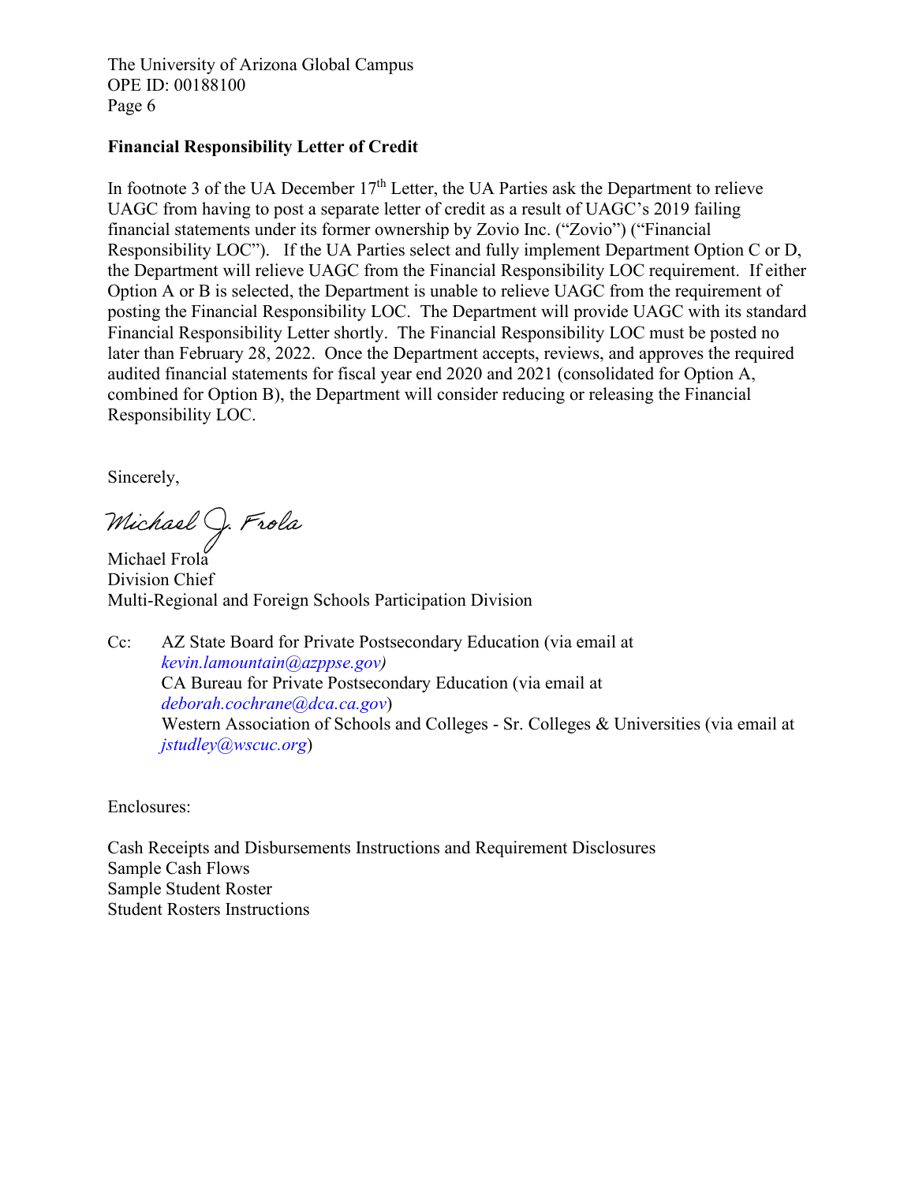**Financial Responsibility Letter of Credit**

In footnote 3 of the UA December 17th Letter, the UA Parties ask the Department to relieve UAGC from having to post a separate letter of credit as a result of UAGC's 2019 failing financial statements under its former ownership by Zovio Inc. ("Zovio") ("Financial Responsibility LOC"). If the UA Parties select and fully implement Department Option C or D, the Department will relieve UAGC from the Financial Responsibility LOC requirement. If either Option A or B is selected, the Department is unable to relieve UAGC from the requirement of posting the Financial Responsibility LOC. The Department will provide UAGC with its standard Financial Responsibility Letter shortly. The Financial Responsibility LOC must be posted no later than February 28, 2022. Once the Department accepts, reviews, and approves the required audited financial statements for fiscal year end 2020 and 2021 (consolidated for Option A, combined for Option B), the Department will consider reducing or releasing the Financial Responsibility LOC.

Sincerely,

Michael J. Frola

Michael Frola
Division Chief
Multi-Regional and Foreign Schools Participation Division

Cc: AZ State Board for Private Postsecondary Education (via email at *kevin.lamountain@azppse.gov)*
CA Bureau for Private Postsecondary Education (via email at *deborah.cochrane@dca.ca.gov*)
Western Association of Schools and Colleges - Sr. Colleges & Universities (via email at *jstudley@wscuc.org*)

Enclosures:

Cash Receipts and Disbursements Instructions and Requirement Disclosures
Sample Cash Flows
Sample Student Roster
Student Rosters Instructions